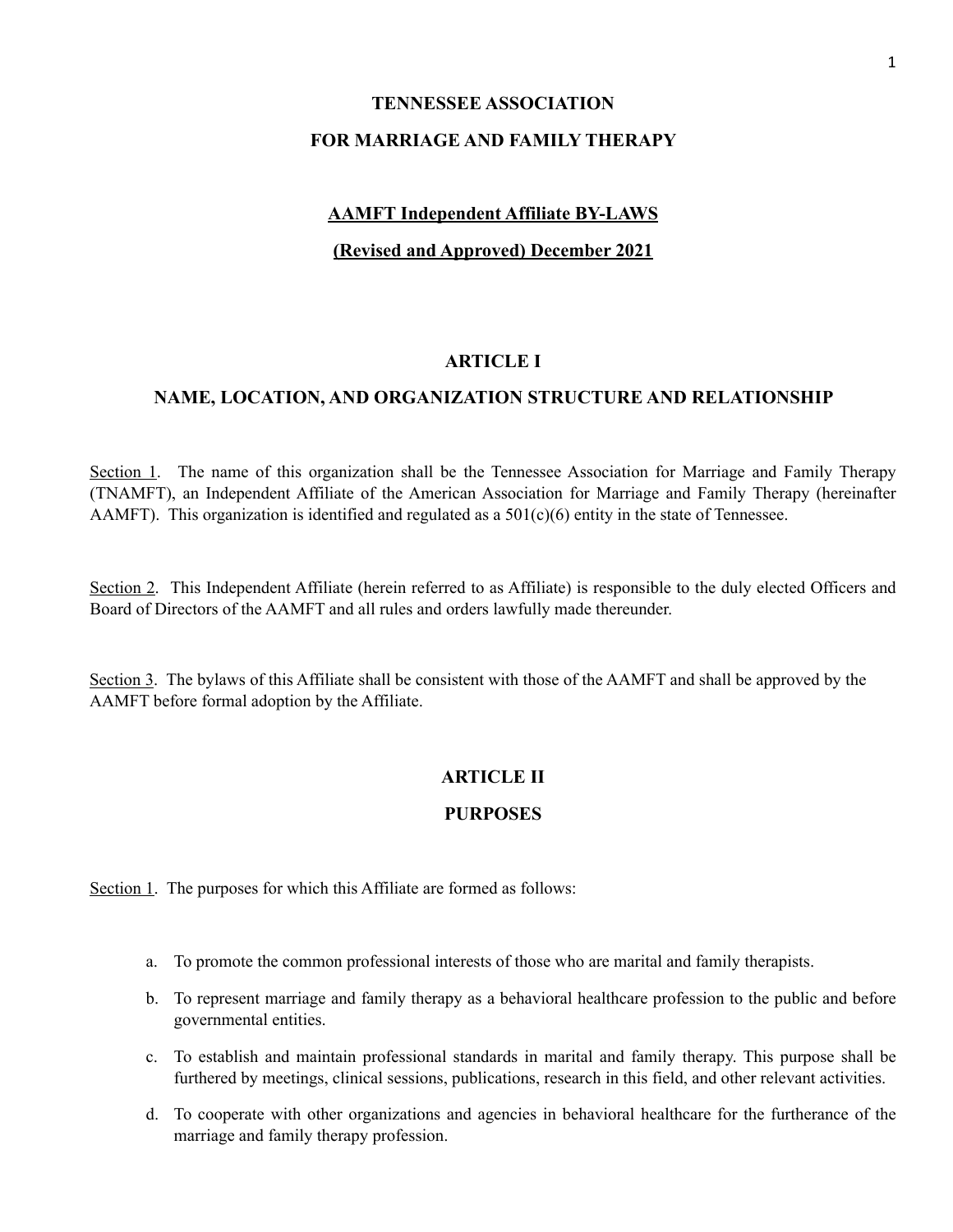# TENNESSEE ASSOCIATION

# FOR MARRIAGE AND FAMILY THERAPY

## AAMFT Independent Affiliate BY-LAWS

## (Revised and Approved) December 2021

## ARTICLE I

## NAME, LOCATION, AND ORGANIZATION STRUCTURE AND RELATIONSHIP

Section 1. The name of this organization shall be the Tennessee Association for Marriage and Family Therapy (TNAMFT), an Independent Affiliate of the American Association for Marriage and Family Therapy (hereinafter AAMFT). This organization is identified and regulated as a 501(c)(6) entity in the state of Tennessee.

Section 2. This Independent Affiliate (herein referred to as Affiliate) is responsible to the duly elected Officers and Board of Directors of the AAMFT and all rules and orders lawfully made thereunder.

Section 3. The bylaws of this Affiliate shall be consistent with those of the AAMFT and shall be approved by the AAMFT before formal adoption by the Affiliate.

## ARTICLE II

## PURPOSES

Section 1. The purposes for which this Affiliate are formed as follows:

a. To promote the common professional interests of those who are marital and family therapists.

b. To represent marriage and family therapy as a behavioral healthcare profession to the public and before governmental entities.

c. To establish and maintain professional standards in marital and family therapy. This purpose shall be furthered by meetings, clinical sessions, publications, research in this field, and other relevant activities.

d. To cooperate with other organizations and agencies in behavioral healthcare for the furtherance of the marriage and family therapy profession.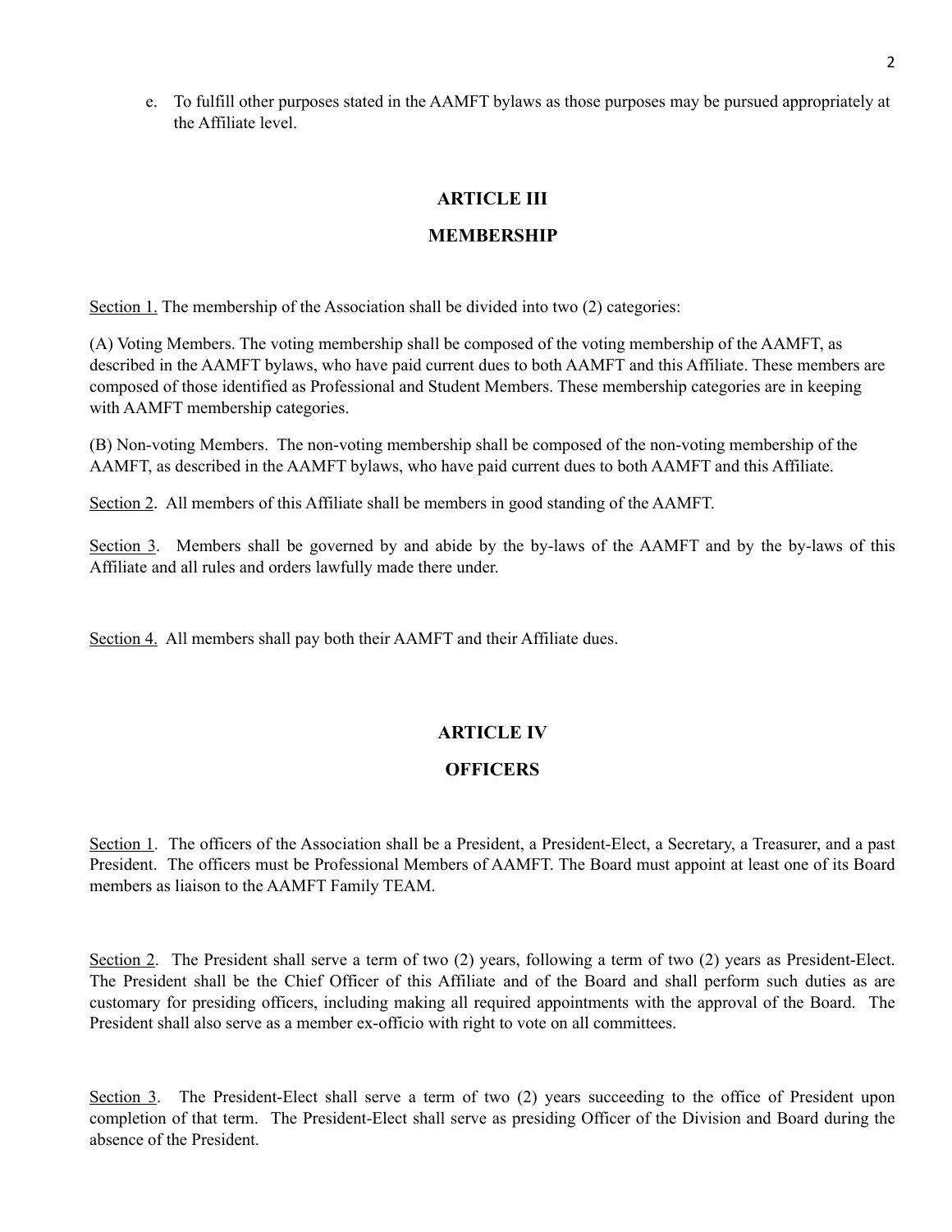e. To fulfill other purposes stated in the AAMFT bylaws as those purposes may be pursued appropriately at the Affiliate level.

## ARTICLE III

## MEMBERSHIP

Section 1. The membership of the Association shall be divided into two (2) categories:

(A) Voting Members. The voting membership shall be composed of the voting membership of the AAMFT, as described in the AAMFT bylaws, who have paid current dues to both AAMFT and this Affiliate. These members are composed of those identified as Professional and Student Members. These membership categories are in keeping with AAMFT membership categories.

(B) Non-voting Members. The non-voting membership shall be composed of the non-voting membership of the AAMFT, as described in the AAMFT bylaws, who have paid current dues to both AAMFT and this Affiliate.

Section 2. All members of this Affiliate shall be members in good standing of the AAMFT.

Section 3. Members shall be governed by and abide by the by-laws of the AAMFT and by the by-laws of this Affiliate and all rules and orders lawfully made there under.

Section 4. All members shall pay both their AAMFT and their Affiliate dues.

## ARTICLE IV

## OFFICERS

Section 1. The officers of the Association shall be a President, a President-Elect, a Secretary, a Treasurer, and a past President. The officers must be Professional Members of AAMFT. The Board must appoint at least one of its Board members as liaison to the AAMFT Family TEAM.

Section 2. The President shall serve a term of two (2) years, following a term of two (2) years as President-Elect. The President shall be the Chief Officer of this Affiliate and of the Board and shall perform such duties as are customary for presiding officers, including making all required appointments with the approval of the Board. The President shall also serve as a member ex-officio with right to vote on all committees.

Section 3. The President-Elect shall serve a term of two (2) years succeeding to the office of President upon completion of that term. The President-Elect shall serve as presiding Officer of the Division and Board during the absence of the President.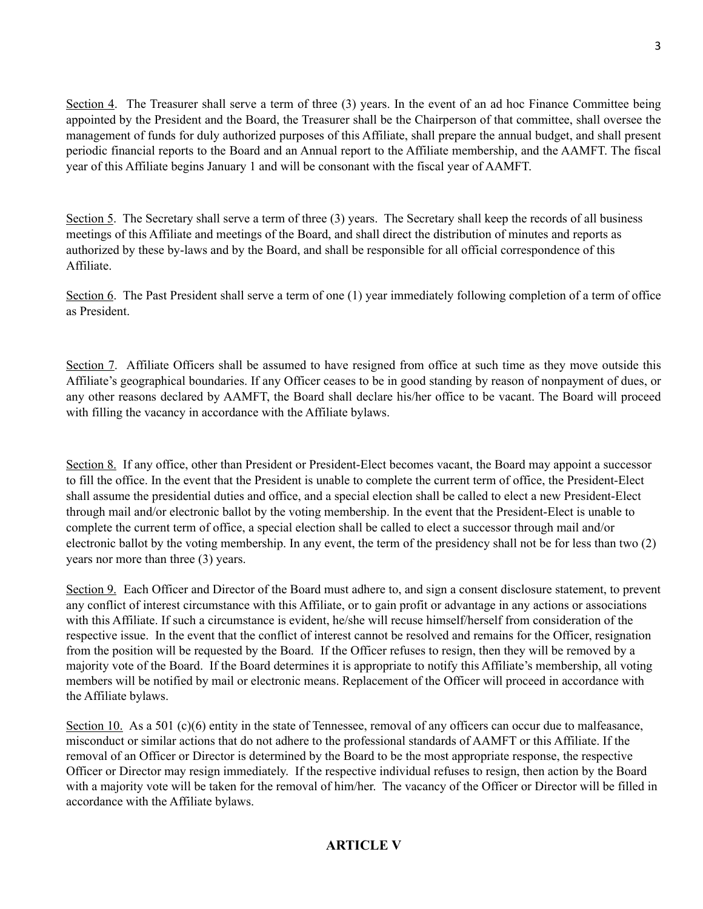Section 4. The Treasurer shall serve a term of three (3) years. In the event of an ad hoc Finance Committee being appointed by the President and the Board, the Treasurer shall be the Chairperson of that committee, shall oversee the management of funds for duly authorized purposes of this Affiliate, shall prepare the annual budget, and shall present periodic financial reports to the Board and an Annual report to the Affiliate membership, and the AAMFT. The fiscal year of this Affiliate begins January 1 and will be consonant with the fiscal year of AAMFT.

Section 5. The Secretary shall serve a term of three (3) years. The Secretary shall keep the records of all business meetings of this Affiliate and meetings of the Board, and shall direct the distribution of minutes and reports as authorized by these by-laws and by the Board, and shall be responsible for all official correspondence of this Affiliate.

Section 6. The Past President shall serve a term of one (1) year immediately following completion of a term of office as President.

Section 7. Affiliate Officers shall be assumed to have resigned from office at such time as they move outside this Affiliate's geographical boundaries. If any Officer ceases to be in good standing by reason of nonpayment of dues, or any other reasons declared by AAMFT, the Board shall declare his/her office to be vacant. The Board will proceed with filling the vacancy in accordance with the Affiliate bylaws.

Section 8. If any office, other than President or President-Elect becomes vacant, the Board may appoint a successor to fill the office. In the event that the President is unable to complete the current term of office, the President-Elect shall assume the presidential duties and office, and a special election shall be called to elect a new President-Elect through mail and/or electronic ballot by the voting membership. In the event that the President-Elect is unable to complete the current term of office, a special election shall be called to elect a successor through mail and/or electronic ballot by the voting membership. In any event, the term of the presidency shall not be for less than two (2) years nor more than three (3) years.

Section 9. Each Officer and Director of the Board must adhere to, and sign a consent disclosure statement, to prevent any conflict of interest circumstance with this Affiliate, or to gain profit or advantage in any actions or associations with this Affiliate. If such a circumstance is evident, he/she will recuse himself/herself from consideration of the respective issue. In the event that the conflict of interest cannot be resolved and remains for the Officer, resignation from the position will be requested by the Board. If the Officer refuses to resign, then they will be removed by a majority vote of the Board. If the Board determines it is appropriate to notify this Affiliate's membership, all voting members will be notified by mail or electronic means. Replacement of the Officer will proceed in accordance with the Affiliate bylaws.

Section 10. As a 501 (c)(6) entity in the state of Tennessee, removal of any officers can occur due to malfeasance, misconduct or similar actions that do not adhere to the professional standards of AAMFT or this Affiliate. If the removal of an Officer or Director is determined by the Board to be the most appropriate response, the respective Officer or Director may resign immediately. If the respective individual refuses to resign, then action by the Board with a majority vote will be taken for the removal of him/her. The vacancy of the Officer or Director will be filled in accordance with the Affiliate bylaws.

## ARTICLE V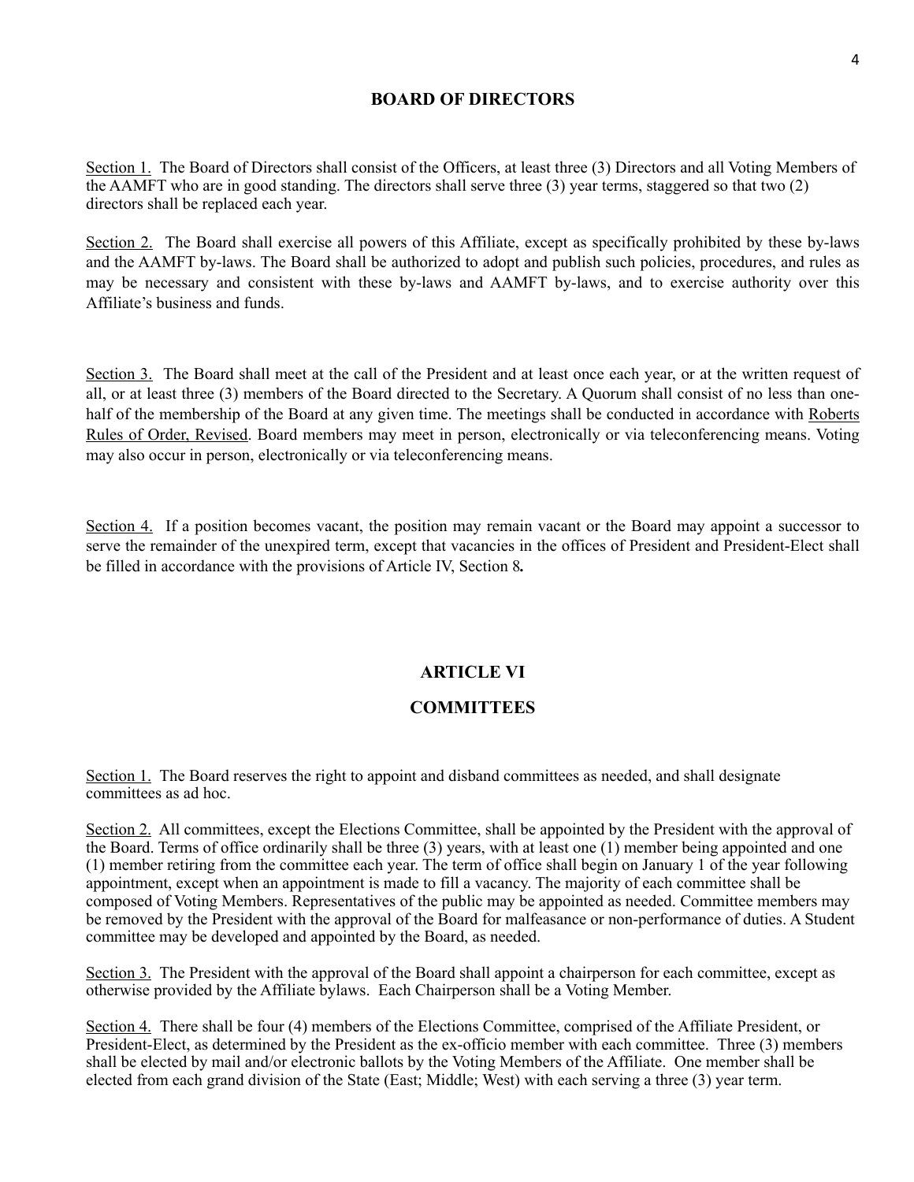## BOARD OF DIRECTORS

Section 1. The Board of Directors shall consist of the Officers, at least three (3) Directors and all Voting Members of the AAMFT who are in good standing. The directors shall serve three (3) year terms, staggered so that two (2) directors shall be replaced each year.

Section 2. The Board shall exercise all powers of this Affiliate, except as specifically prohibited by these by-laws and the AAMFT by-laws. The Board shall be authorized to adopt and publish such policies, procedures, and rules as may be necessary and consistent with these by-laws and AAMFT by-laws, and to exercise authority over this Affiliate's business and funds.

Section 3. The Board shall meet at the call of the President and at least once each year, or at the written request of all, or at least three (3) members of the Board directed to the Secretary. A Quorum shall consist of no less than one-half of the membership of the Board at any given time. The meetings shall be conducted in accordance with Roberts Rules of Order, Revised. Board members may meet in person, electronically or via teleconferencing means. Voting may also occur in person, electronically or via teleconferencing means.

Section 4. If a position becomes vacant, the position may remain vacant or the Board may appoint a successor to serve the remainder of the unexpired term, except that vacancies in the offices of President and President-Elect shall be filled in accordance with the provisions of Article IV, Section 8**.**

## ARTICLE VI

## COMMITTEES

Section 1. The Board reserves the right to appoint and disband committees as needed, and shall designate committees as ad hoc.

Section 2. All committees, except the Elections Committee, shall be appointed by the President with the approval of the Board. Terms of office ordinarily shall be three (3) years, with at least one (1) member being appointed and one (1) member retiring from the committee each year. The term of office shall begin on January 1 of the year following appointment, except when an appointment is made to fill a vacancy. The majority of each committee shall be composed of Voting Members. Representatives of the public may be appointed as needed. Committee members may be removed by the President with the approval of the Board for malfeasance or non-performance of duties. A Student committee may be developed and appointed by the Board, as needed.

Section 3. The President with the approval of the Board shall appoint a chairperson for each committee, except as otherwise provided by the Affiliate bylaws. Each Chairperson shall be a Voting Member.

Section 4. There shall be four (4) members of the Elections Committee, comprised of the Affiliate President, or President-Elect, as determined by the President as the ex-officio member with each committee. Three (3) members shall be elected by mail and/or electronic ballots by the Voting Members of the Affiliate. One member shall be elected from each grand division of the State (East; Middle; West) with each serving a three (3) year term.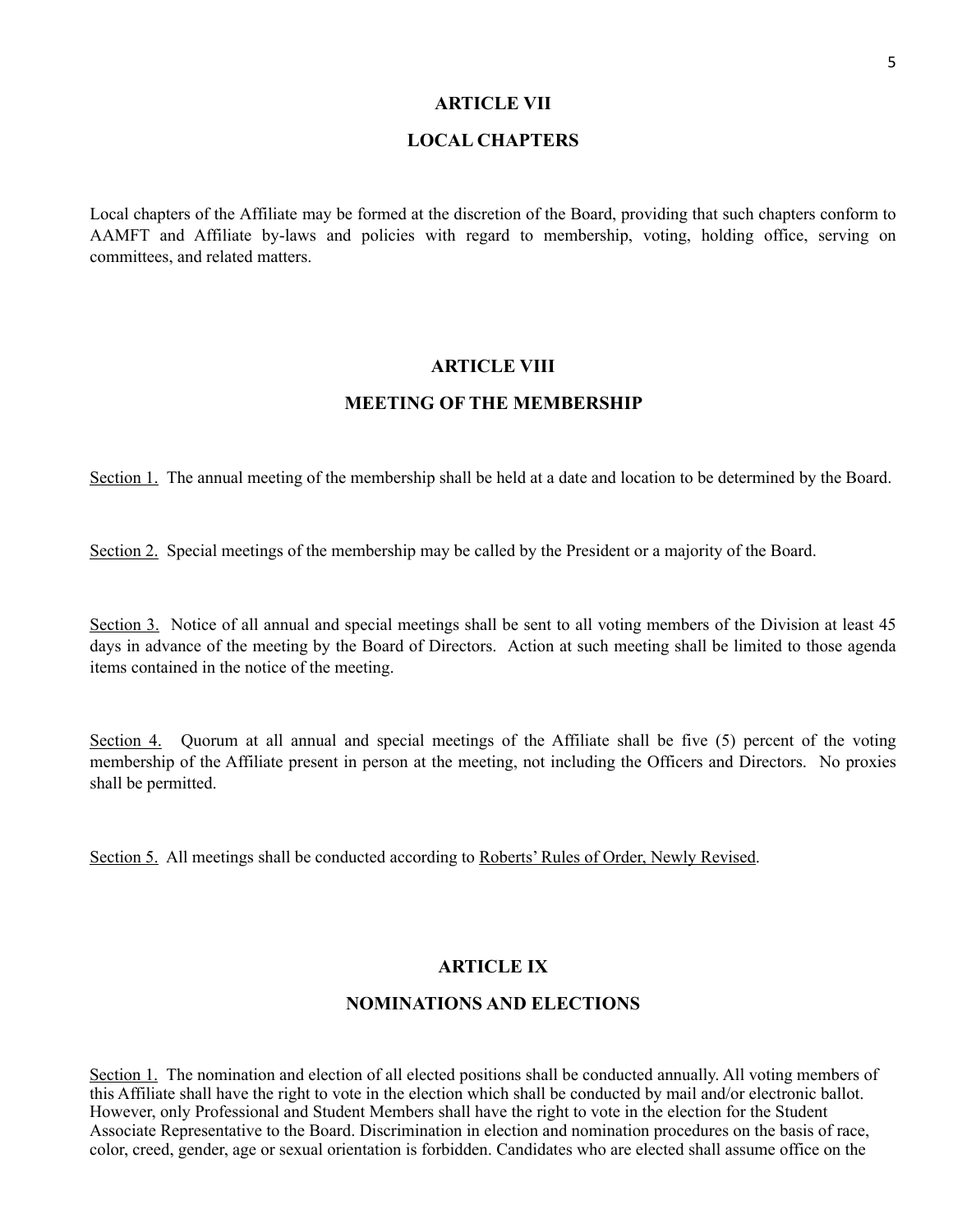## ARTICLE VII

## LOCAL CHAPTERS

Local chapters of the Affiliate may be formed at the discretion of the Board, providing that such chapters conform to AAMFT and Affiliate by-laws and policies with regard to membership, voting, holding office, serving on committees, and related matters.

## ARTICLE VIII

## MEETING OF THE MEMBERSHIP

<u>Section 1.</u> The annual meeting of the membership shall be held at a date and location to be determined by the Board.

<u>Section 2.</u> Special meetings of the membership may be called by the President or a majority of the Board.

<u>Section 3.</u> Notice of all annual and special meetings shall be sent to all voting members of the Division at least 45 days in advance of the meeting by the Board of Directors. Action at such meeting shall be limited to those agenda items contained in the notice of the meeting.

<u>Section 4.</u> Quorum at all annual and special meetings of the Affiliate shall be five (5) percent of the voting membership of the Affiliate present in person at the meeting, not including the Officers and Directors. No proxies shall be permitted.

<u>Section 5.</u> All meetings shall be conducted according to <u>Roberts' Rules of Order, Newly Revised</u>.

## ARTICLE IX

## NOMINATIONS AND ELECTIONS

<u>Section 1.</u> The nomination and election of all elected positions shall be conducted annually. All voting members of this Affiliate shall have the right to vote in the election which shall be conducted by mail and/or electronic ballot. However, only Professional and Student Members shall have the right to vote in the election for the Student Associate Representative to the Board. Discrimination in election and nomination procedures on the basis of race, color, creed, gender, age or sexual orientation is forbidden. Candidates who are elected shall assume office on the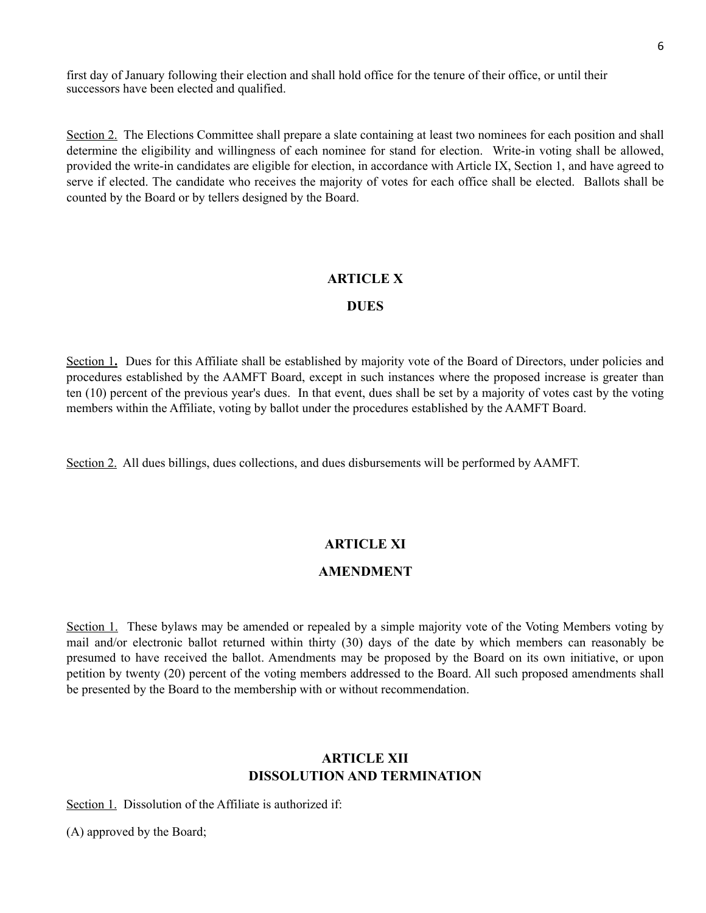first day of January following their election and shall hold office for the tenure of their office, or until their successors have been elected and qualified.

Section 2. The Elections Committee shall prepare a slate containing at least two nominees for each position and shall determine the eligibility and willingness of each nominee for stand for election. Write-in voting shall be allowed, provided the write-in candidates are eligible for election, in accordance with Article IX, Section 1, and have agreed to serve if elected. The candidate who receives the majority of votes for each office shall be elected. Ballots shall be counted by the Board or by tellers designed by the Board.

## ARTICLE X

## DUES

Section 1**.** Dues for this Affiliate shall be established by majority vote of the Board of Directors, under policies and procedures established by the AAMFT Board, except in such instances where the proposed increase is greater than ten (10) percent of the previous year's dues. In that event, dues shall be set by a majority of votes cast by the voting members within the Affiliate, voting by ballot under the procedures established by the AAMFT Board.

Section 2. All dues billings, dues collections, and dues disbursements will be performed by AAMFT.

## ARTICLE XI

## AMENDMENT

Section 1. These bylaws may be amended or repealed by a simple majority vote of the Voting Members voting by mail and/or electronic ballot returned within thirty (30) days of the date by which members can reasonably be presumed to have received the ballot. Amendments may be proposed by the Board on its own initiative, or upon petition by twenty (20) percent of the voting members addressed to the Board. All such proposed amendments shall be presented by the Board to the membership with or without recommendation.

## ARTICLE XII
## DISSOLUTION AND TERMINATION

Section 1. Dissolution of the Affiliate is authorized if:

(A) approved by the Board;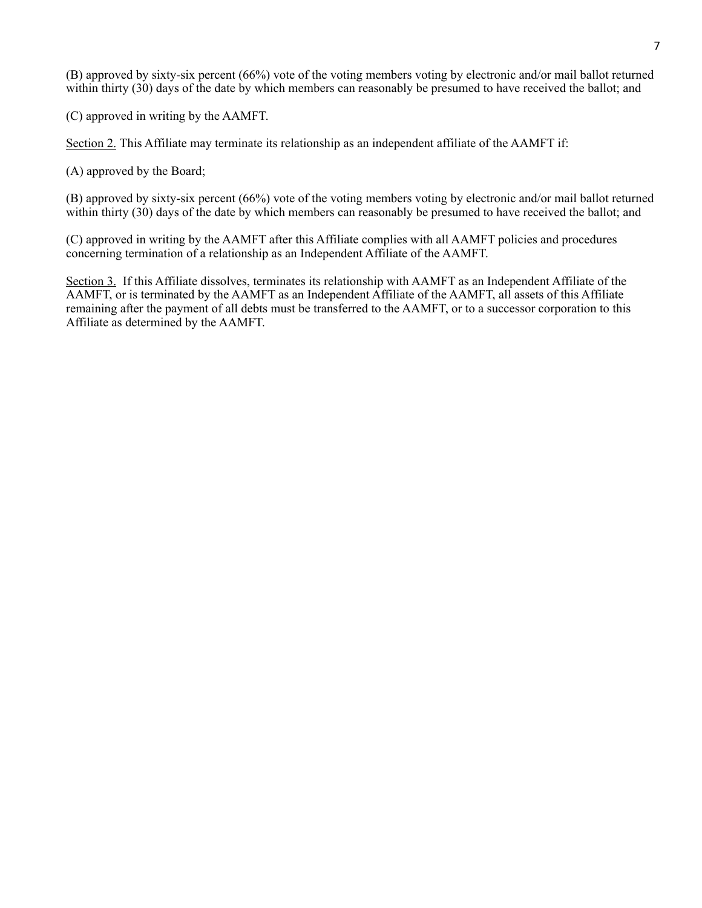(B) approved by sixty-six percent (66%) vote of the voting members voting by electronic and/or mail ballot returned within thirty (30) days of the date by which members can reasonably be presumed to have received the ballot; and

(C) approved in writing by the AAMFT.

Section 2. This Affiliate may terminate its relationship as an independent affiliate of the AAMFT if:

(A) approved by the Board;

(B) approved by sixty-six percent (66%) vote of the voting members voting by electronic and/or mail ballot returned within thirty (30) days of the date by which members can reasonably be presumed to have received the ballot; and

(C) approved in writing by the AAMFT after this Affiliate complies with all AAMFT policies and procedures concerning termination of a relationship as an Independent Affiliate of the AAMFT.

Section 3. If this Affiliate dissolves, terminates its relationship with AAMFT as an Independent Affiliate of the AAMFT, or is terminated by the AAMFT as an Independent Affiliate of the AAMFT, all assets of this Affiliate remaining after the payment of all debts must be transferred to the AAMFT, or to a successor corporation to this Affiliate as determined by the AAMFT.